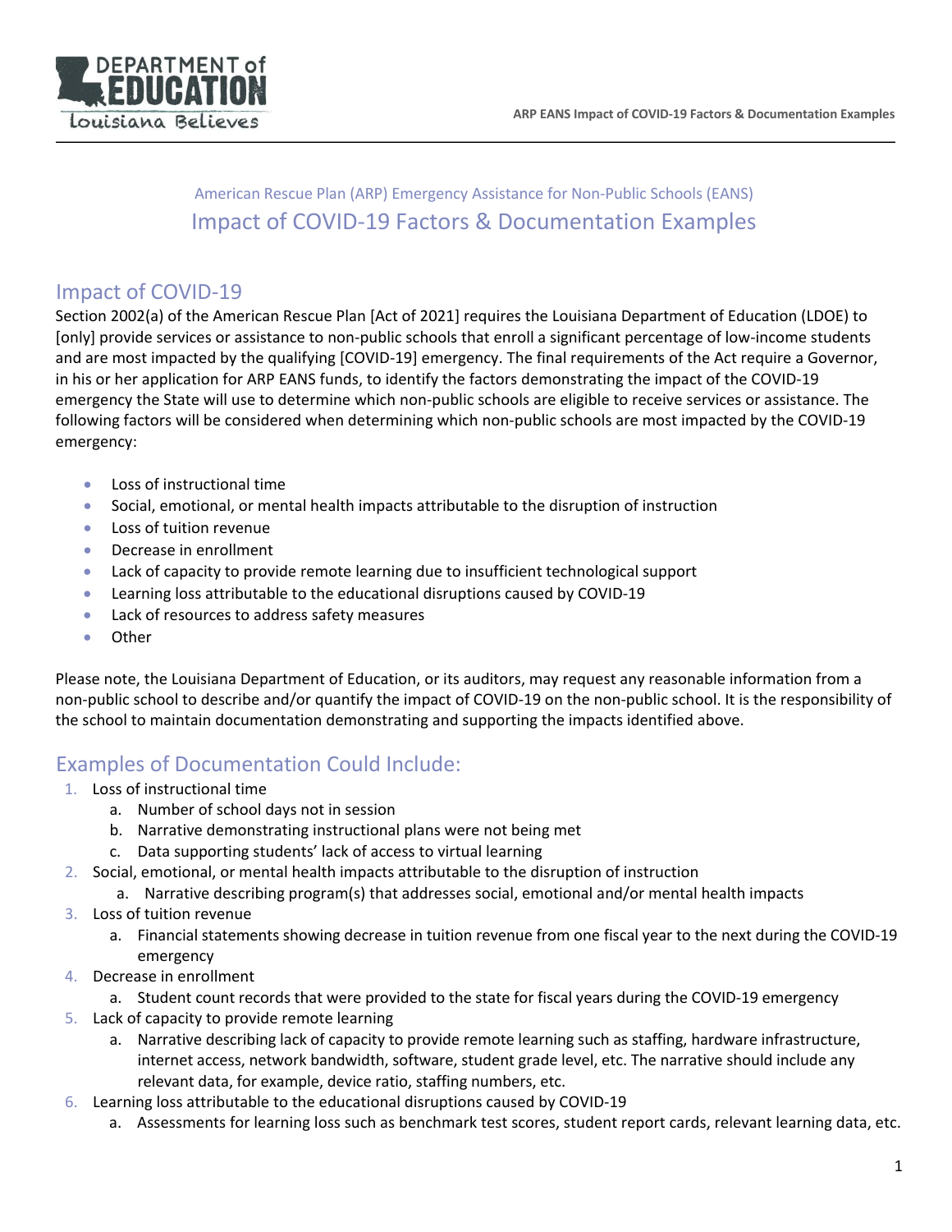American Rescue Plan (ARP) Emergency Assistance for Non-Public Schools (EANS)

# Impact of COVID-19 Factors & Documentation Examples

## Impact of COVID-19

Section 2002(a) of the American Rescue Plan [Act of 2021] requires the Louisiana Department of Education (LDOE) to [only] provide services or assistance to non-public schools that enroll a significant percentage of low-income students and are most impacted by the qualifying [COVID-19] emergency. The final requirements of the Act require a Governor, in his or her application for ARP EANS funds, to identify the factors demonstrating the impact of the COVID-19 emergency the State will use to determine which non-public schools are eligible to receive services or assistance. The following factors will be considered when determining which non-public schools are most impacted by the COVID-19 emergency:

- Loss of instructional time
- Social, emotional, or mental health impacts attributable to the disruption of instruction
- Loss of tuition revenue
- Decrease in enrollment
- Lack of capacity to provide remote learning due to insufficient technological support
- Learning loss attributable to the educational disruptions caused by COVID-19
- Lack of resources to address safety measures
- Other

Please note, the Louisiana Department of Education, or its auditors, may request any reasonable information from a non-public school to describe and/or quantify the impact of COVID-19 on the non-public school. It is the responsibility of the school to maintain documentation demonstrating and supporting the impacts identified above.

## Examples of Documentation Could Include:

1. Loss of instructional time
   a. Number of school days not in session
   b. Narrative demonstrating instructional plans were not being met
   c. Data supporting students' lack of access to virtual learning
2. Social, emotional, or mental health impacts attributable to the disruption of instruction
   a. Narrative describing program(s) that addresses social, emotional and/or mental health impacts
3. Loss of tuition revenue
   a. Financial statements showing decrease in tuition revenue from one fiscal year to the next during the COVID-19 emergency
4. Decrease in enrollment
   a. Student count records that were provided to the state for fiscal years during the COVID-19 emergency
5. Lack of capacity to provide remote learning
   a. Narrative describing lack of capacity to provide remote learning such as staffing, hardware infrastructure, internet access, network bandwidth, software, student grade level, etc. The narrative should include any relevant data, for example, device ratio, staffing numbers, etc.
6. Learning loss attributable to the educational disruptions caused by COVID-19
   a. Assessments for learning loss such as benchmark test scores, student report cards, relevant learning data, etc.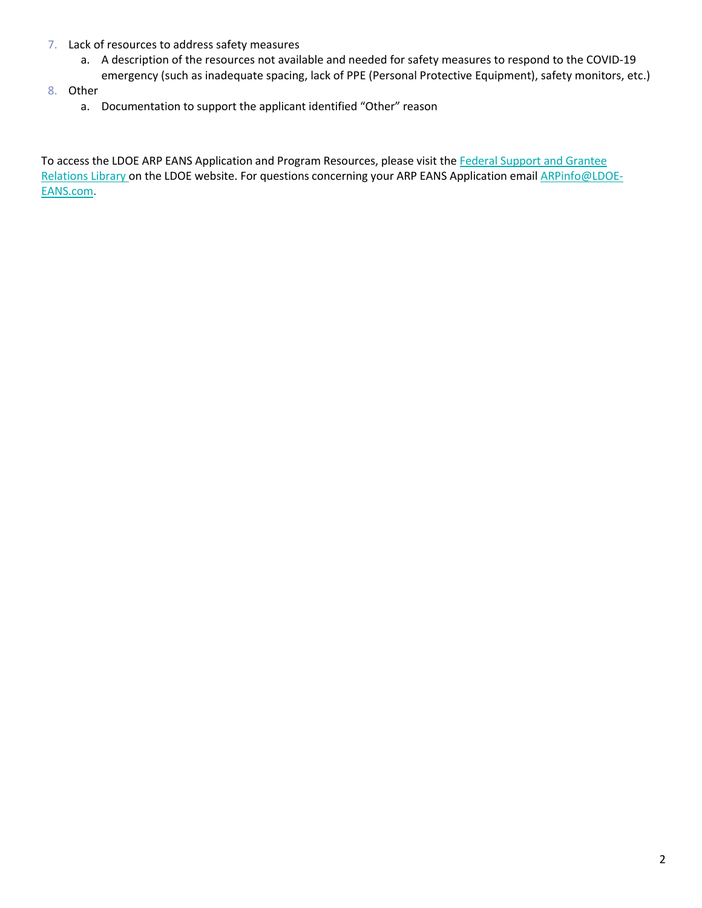7. Lack of resources to address safety measures
    a. A description of the resources not available and needed for safety measures to respond to the COVID-19 emergency (such as inadequate spacing, lack of PPE (Personal Protective Equipment), safety monitors, etc.)
8. Other
    a. Documentation to support the applicant identified "Other" reason

To access the LDOE ARP EANS Application and Program Resources, please visit the Federal Support and Grantee Relations Library on the LDOE website. For questions concerning your ARP EANS Application email ARPinfo@LDOE-EANS.com.